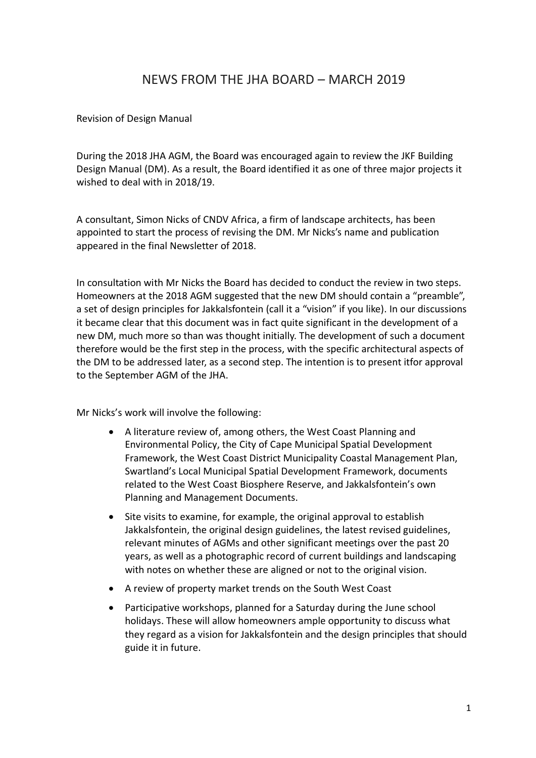# NEWS FROM THE JHA BOARD – MARCH 2019

Revision of Design Manual

During the 2018 JHA AGM, the Board was encouraged again to review the JKF Building Design Manual (DM). As a result, the Board identified it as one of three major projects it wished to deal with in 2018/19.

A consultant, Simon Nicks of CNDV Africa, a firm of landscape architects, has been appointed to start the process of revising the DM. Mr Nicks's name and publication appeared in the final Newsletter of 2018.

In consultation with Mr Nicks the Board has decided to conduct the review in two steps. Homeowners at the 2018 AGM suggested that the new DM should contain a "preamble", a set of design principles for Jakkalsfontein (call it a "vision" if you like). In our discussions it became clear that this document was in fact quite significant in the development of a new DM, much more so than was thought initially. The development of such a document therefore would be the first step in the process, with the specific architectural aspects of the DM to be addressed later, as a second step. The intention is to present itfor approval to the September AGM of the JHA.

Mr Nicks's work will involve the following:

- A literature review of, among others, the West Coast Planning and Environmental Policy, the City of Cape Municipal Spatial Development Framework, the West Coast District Municipality Coastal Management Plan, Swartland's Local Municipal Spatial Development Framework, documents related to the West Coast Biosphere Reserve, and Jakkalsfontein's own Planning and Management Documents.
- Site visits to examine, for example, the original approval to establish Jakkalsfontein, the original design guidelines, the latest revised guidelines, relevant minutes of AGMs and other significant meetings over the past 20 years, as well as a photographic record of current buildings and landscaping with notes on whether these are aligned or not to the original vision.
- A review of property market trends on the South West Coast
- Participative workshops, planned for a Saturday during the June school holidays. These will allow homeowners ample opportunity to discuss what they regard as a vision for Jakkalsfontein and the design principles that should guide it in future.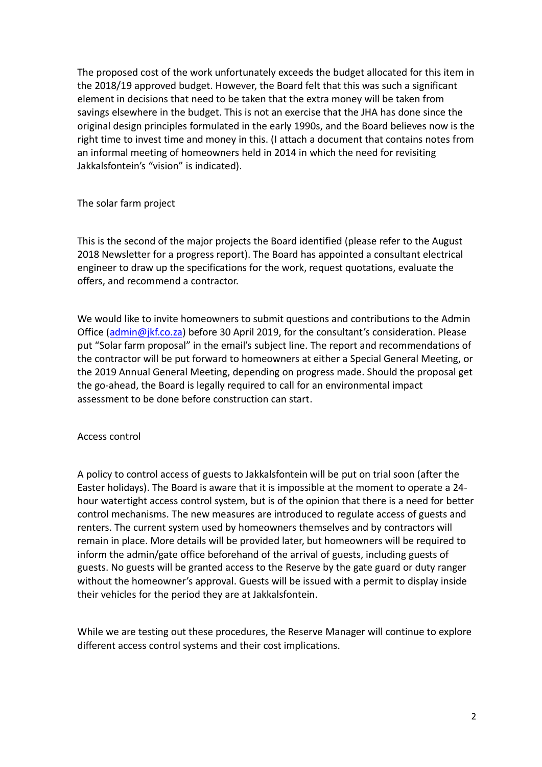The proposed cost of the work unfortunately exceeds the budget allocated for this item in the 2018/19 approved budget. However, the Board felt that this was such a significant element in decisions that need to be taken that the extra money will be taken from savings elsewhere in the budget. This is not an exercise that the JHA has done since the original design principles formulated in the early 1990s, and the Board believes now is the right time to invest time and money in this. (I attach a document that contains notes from an informal meeting of homeowners held in 2014 in which the need for revisiting Jakkalsfontein's "vision" is indicated).

## The solar farm project

This is the second of the major projects the Board identified (please refer to the August 2018 Newsletter for a progress report). The Board has appointed a consultant electrical engineer to draw up the specifications for the work, request quotations, evaluate the offers, and recommend a contractor.

We would like to invite homeowners to submit questions and contributions to the Admin Office (admin@jkf.co.za) before 30 April 2019, for the consultant's consideration. Please put "Solar farm proposal" in the email's subject line. The report and recommendations of the contractor will be put forward to homeowners at either a Special General Meeting, or the 2019 Annual General Meeting, depending on progress made. Should the proposal get the go-ahead, the Board is legally required to call for an environmental impact assessment to be done before construction can start.

## Access control

A policy to control access of guests to Jakkalsfontein will be put on trial soon (after the Easter holidays). The Board is aware that it is impossible at the moment to operate a 24-hour watertight access control system, but is of the opinion that there is a need for better control mechanisms. The new measures are introduced to regulate access of guests and renters. The current system used by homeowners themselves and by contractors will remain in place. More details will be provided later, but homeowners will be required to inform the admin/gate office beforehand of the arrival of guests, including guests of guests. No guests will be granted access to the Reserve by the gate guard or duty ranger without the homeowner's approval. Guests will be issued with a permit to display inside their vehicles for the period they are at Jakkalsfontein.

While we are testing out these procedures, the Reserve Manager will continue to explore different access control systems and their cost implications.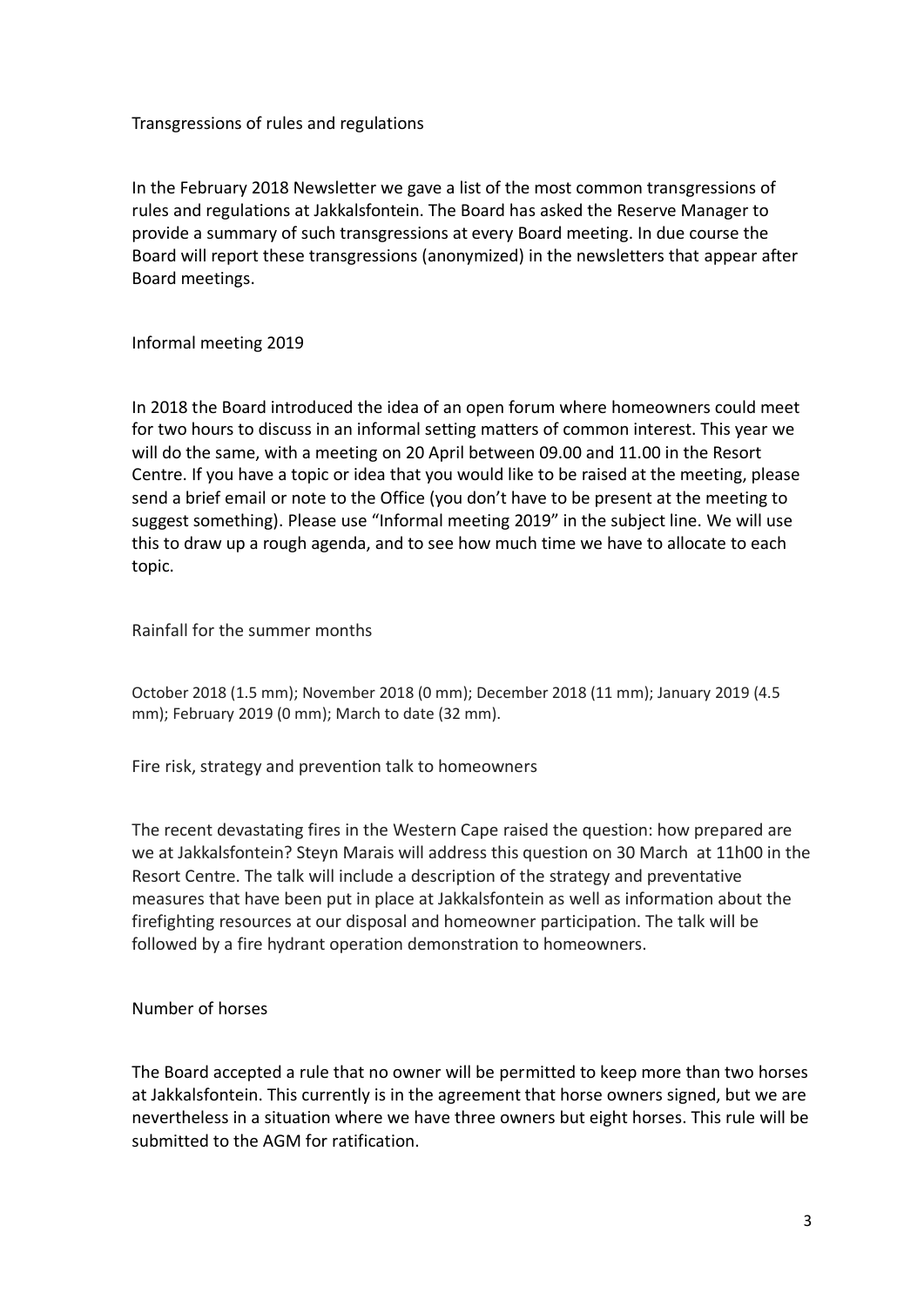## Transgressions of rules and regulations

In the February 2018 Newsletter we gave a list of the most common transgressions of rules and regulations at Jakkalsfontein. The Board has asked the Reserve Manager to provide a summary of such transgressions at every Board meeting. In due course the Board will report these transgressions (anonymized) in the newsletters that appear after Board meetings.

## Informal meeting 2019

In 2018 the Board introduced the idea of an open forum where homeowners could meet for two hours to discuss in an informal setting matters of common interest. This year we will do the same, with a meeting on 20 April between 09.00 and 11.00 in the Resort Centre. If you have a topic or idea that you would like to be raised at the meeting, please send a brief email or note to the Office (you don't have to be present at the meeting to suggest something). Please use "Informal meeting 2019" in the subject line. We will use this to draw up a rough agenda, and to see how much time we have to allocate to each topic.

## Rainfall for the summer months

October 2018 (1.5 mm); November 2018 (0 mm); December 2018 (11 mm); January 2019 (4.5 mm); February 2019 (0 mm); March to date (32 mm).

## Fire risk, strategy and prevention talk to homeowners

The recent devastating fires in the Western Cape raised the question: how prepared are we at Jakkalsfontein? Steyn Marais will address this question on 30 March at 11h00 in the Resort Centre. The talk will include a description of the strategy and preventative measures that have been put in place at Jakkalsfontein as well as information about the firefighting resources at our disposal and homeowner participation. The talk will be followed by a fire hydrant operation demonstration to homeowners.

## Number of horses

The Board accepted a rule that no owner will be permitted to keep more than two horses at Jakkalsfontein. This currently is in the agreement that horse owners signed, but we are nevertheless in a situation where we have three owners but eight horses. This rule will be submitted to the AGM for ratification.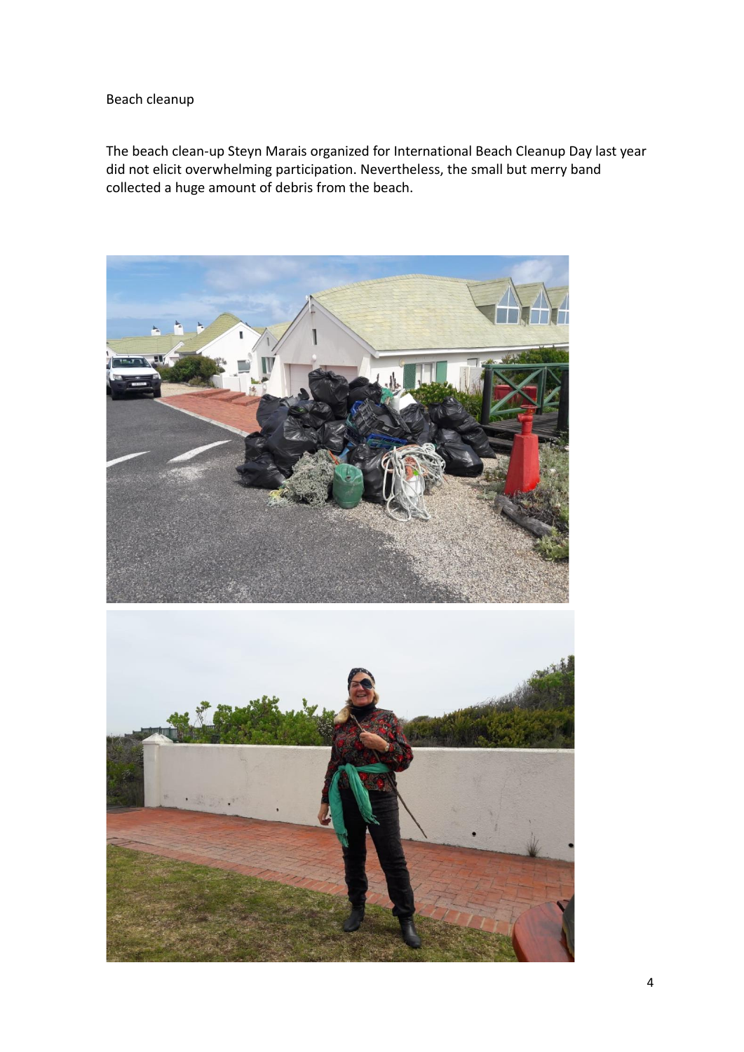Beach cleanup

The beach clean-up Steyn Marais organized for International Beach Cleanup Day last year did not elicit overwhelming participation. Nevertheless, the small but merry band collected a huge amount of debris from the beach.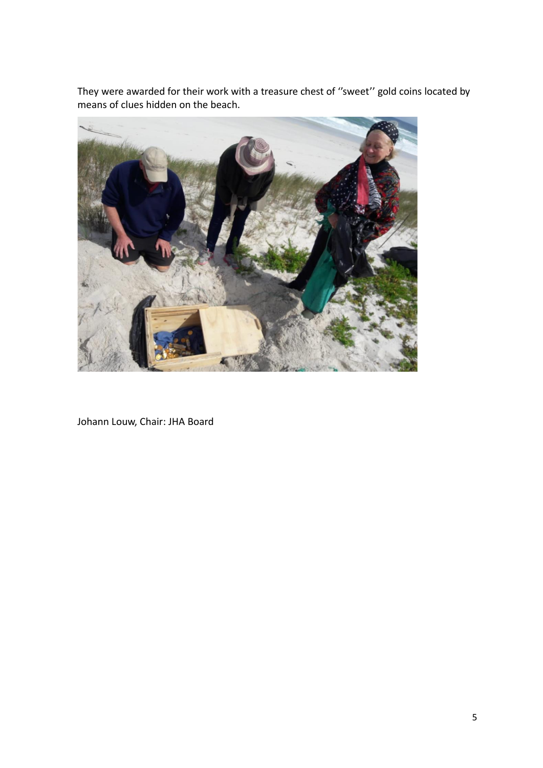They were awarded for their work with a treasure chest of ''sweet'' gold coins located by means of clues hidden on the beach.

Johann Louw, Chair: JHA Board